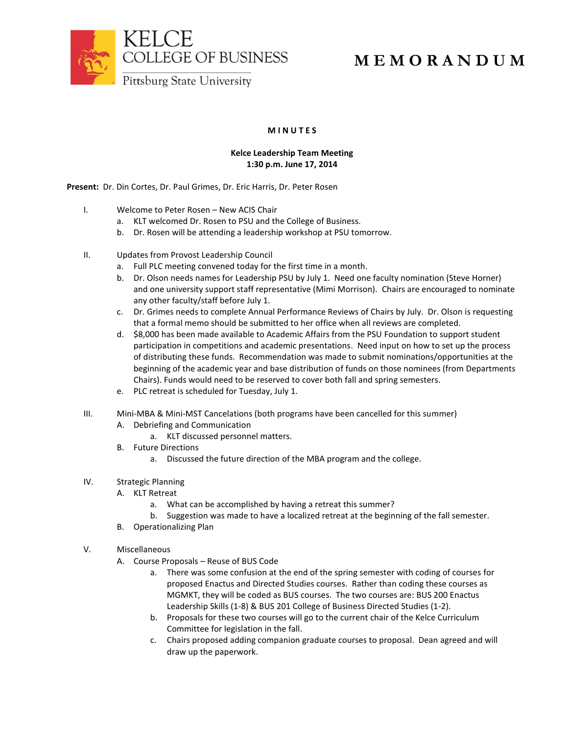KELCE
COLLEGE OF BUSINESS
Pittsburg State University

# M E M O R A N D U M

## M I N U T E S

**Kelce Leadership Team Meeting**
**1:30 p.m. June 17, 2014**

**Present:** Dr. Din Cortes, Dr. Paul Grimes, Dr. Eric Harris, Dr. Peter Rosen

I. Welcome to Peter Rosen – New ACIS Chair
   a. KLT welcomed Dr. Rosen to PSU and the College of Business.
   b. Dr. Rosen will be attending a leadership workshop at PSU tomorrow.

II. Updates from Provost Leadership Council
   a. Full PLC meeting convened today for the first time in a month.
   b. Dr. Olson needs names for Leadership PSU by July 1. Need one faculty nomination (Steve Horner) and one university support staff representative (Mimi Morrison). Chairs are encouraged to nominate any other faculty/staff before July 1.
   c. Dr. Grimes needs to complete Annual Performance Reviews of Chairs by July. Dr. Olson is requesting that a formal memo should be submitted to her office when all reviews are completed.
   d. $8,000 has been made available to Academic Affairs from the PSU Foundation to support student participation in competitions and academic presentations. Need input on how to set up the process of distributing these funds. Recommendation was made to submit nominations/opportunities at the beginning of the academic year and base distribution of funds on those nominees (from Departments Chairs). Funds would need to be reserved to cover both fall and spring semesters.
   e. PLC retreat is scheduled for Tuesday, July 1.

III. Mini-MBA & Mini-MST Cancelations (both programs have been cancelled for this summer)
   A. Debriefing and Communication
      a. KLT discussed personnel matters.
   B. Future Directions
      a. Discussed the future direction of the MBA program and the college.

IV. Strategic Planning
   A. KLT Retreat
      a. What can be accomplished by having a retreat this summer?
      b. Suggestion was made to have a localized retreat at the beginning of the fall semester.
   B. Operationalizing Plan

V. Miscellaneous
   A. Course Proposals – Reuse of BUS Code
      a. There was some confusion at the end of the spring semester with coding of courses for proposed Enactus and Directed Studies courses. Rather than coding these courses as MGMKT, they will be coded as BUS courses. The two courses are: BUS 200 Enactus Leadership Skills (1-8) & BUS 201 College of Business Directed Studies (1-2).
      b. Proposals for these two courses will go to the current chair of the Kelce Curriculum Committee for legislation in the fall.
      c. Chairs proposed adding companion graduate courses to proposal. Dean agreed and will draw up the paperwork.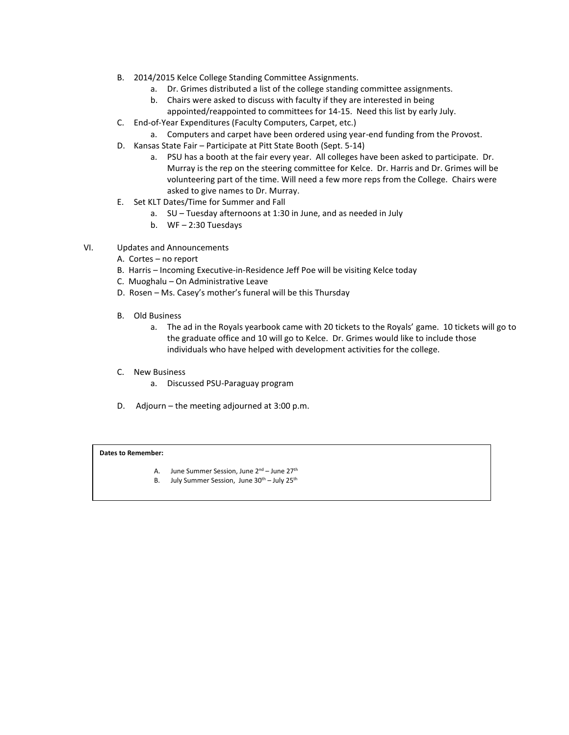B. 2014/2015 Kelce College Standing Committee Assignments.
   a. Dr. Grimes distributed a list of the college standing committee assignments.
   b. Chairs were asked to discuss with faculty if they are interested in being appointed/reappointed to committees for 14-15. Need this list by early July.

C. End-of-Year Expenditures (Faculty Computers, Carpet, etc.)
   a. Computers and carpet have been ordered using year-end funding from the Provost.

D. Kansas State Fair – Participate at Pitt State Booth (Sept. 5-14)
   a. PSU has a booth at the fair every year. All colleges have been asked to participate. Dr. Murray is the rep on the steering committee for Kelce. Dr. Harris and Dr. Grimes will be volunteering part of the time. Will need a few more reps from the College. Chairs were asked to give names to Dr. Murray.

E. Set KLT Dates/Time for Summer and Fall
   a. SU – Tuesday afternoons at 1:30 in June, and as needed in July
   b. WF – 2:30 Tuesdays

VI. Updates and Announcements

A. Cortes – no report
B. Harris – Incoming Executive-in-Residence Jeff Poe will be visiting Kelce today
C. Muoghalu – On Administrative Leave
D. Rosen – Ms. Casey's mother's funeral will be this Thursday

B. Old Business
   a. The ad in the Royals yearbook came with 20 tickets to the Royals' game. 10 tickets will go to the graduate office and 10 will go to Kelce. Dr. Grimes would like to include those individuals who have helped with development activities for the college.

C. New Business
   a. Discussed PSU-Paraguay program

D. Adjourn – the meeting adjourned at 3:00 p.m.

**Dates to Remember:**

A. June Summer Session, June 2nd – June 27th
B. July Summer Session, June 30th – July 25th